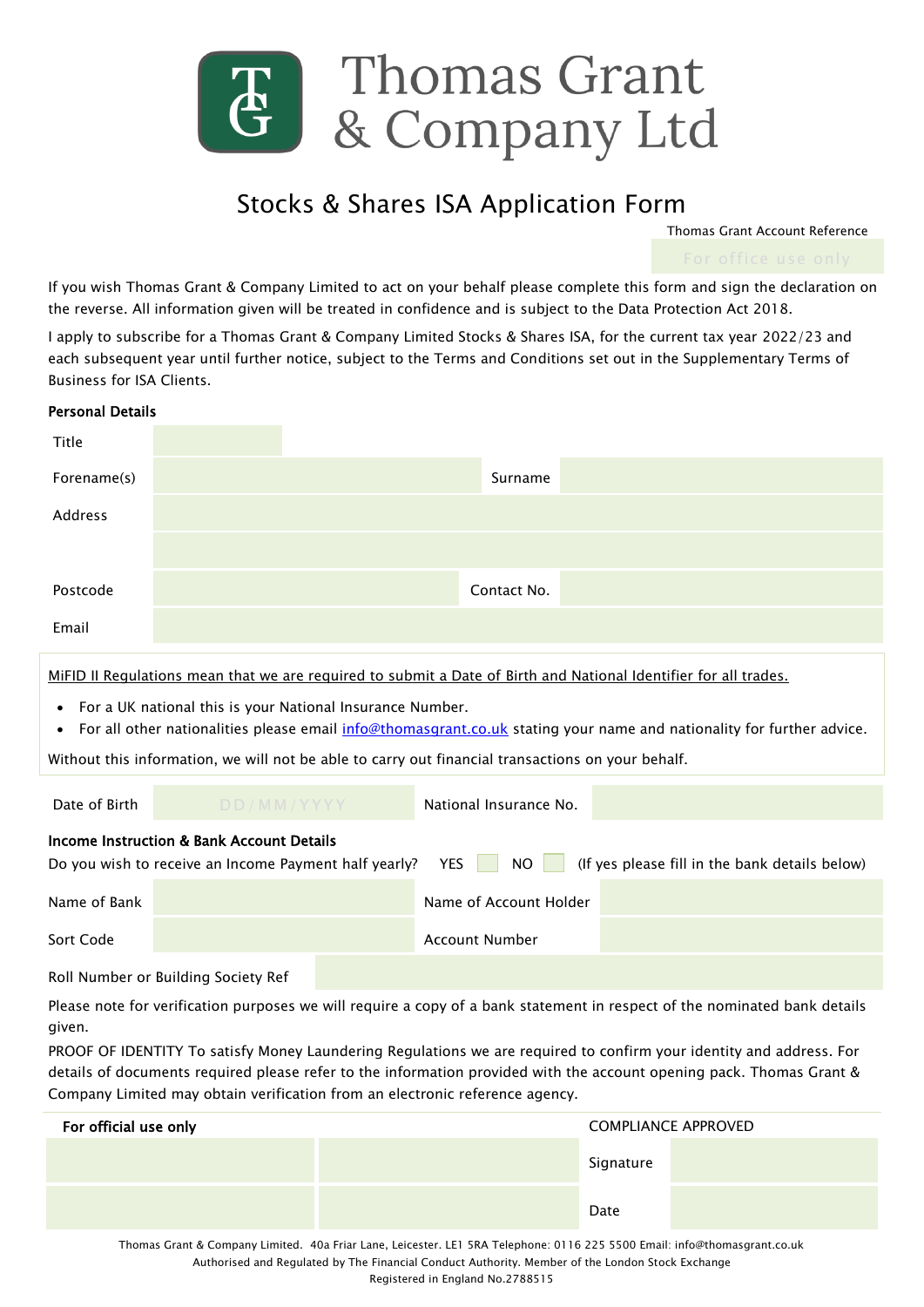# Thomas Grant & Company Ltd

## Stocks & Shares ISA Application Form

| Thomas Grant Account Reference |
|---|
| For office use only |

If you wish Thomas Grant & Company Limited to act on your behalf please complete this form and sign the declaration on the reverse. All information given will be treated in confidence and is subject to the Data Protection Act 2018.

I apply to subscribe for a Thomas Grant & Company Limited Stocks & Shares ISA, for the current tax year 2022/23 and each subsequent year until further notice, subject to the Terms and Conditions set out in the Supplementary Terms of Business for ISA Clients.

**Personal Details**

| | | | |
|---|---|---|---|
| Title | | | |
| Forename(s) | | Surname | |
| Address | | | |
| | | | |
| Postcode | | Contact No. | |
| Email | | | |

MiFID II Regulations mean that we are required to submit a Date of Birth and National Identifier for all trades.

- For a UK national this is your National Insurance Number.
- For all other nationalities please email info@thomasgrant.co.uk stating your name and nationality for further advice.

Without this information, we will not be able to carry out financial transactions on your behalf.

| | | | |
|---|---|---|---|
| Date of Birth | DD/MM/YYYY | National Insurance No. | |

**Income Instruction & Bank Account Details**

Do you wish to receive an Income Payment half yearly? YES ☐ NO ☐ (If yes please fill in the bank details below)

| | | | |
|---|---|---|---|
| Name of Bank | | Name of Account Holder | |
| Sort Code | | Account Number | |
| Roll Number or Building Society Ref | | | |

Please note for verification purposes we will require a copy of a bank statement in respect of the nominated bank details given.

PROOF OF IDENTITY To satisfy Money Laundering Regulations we are required to confirm your identity and address. For details of documents required please refer to the information provided with the account opening pack. Thomas Grant & Company Limited may obtain verification from an electronic reference agency.

| **For official use only** | | COMPLIANCE APPROVED | |
|---|---|---|---|
| | | Signature | |
| | | Date | |

Thomas Grant & Company Limited. 40a Friar Lane, Leicester. LE1 5RA Telephone: 0116 225 5500 Email: info@thomasgrant.co.uk
Authorised and Regulated by The Financial Conduct Authority. Member of the London Stock Exchange
Registered in England No.2788515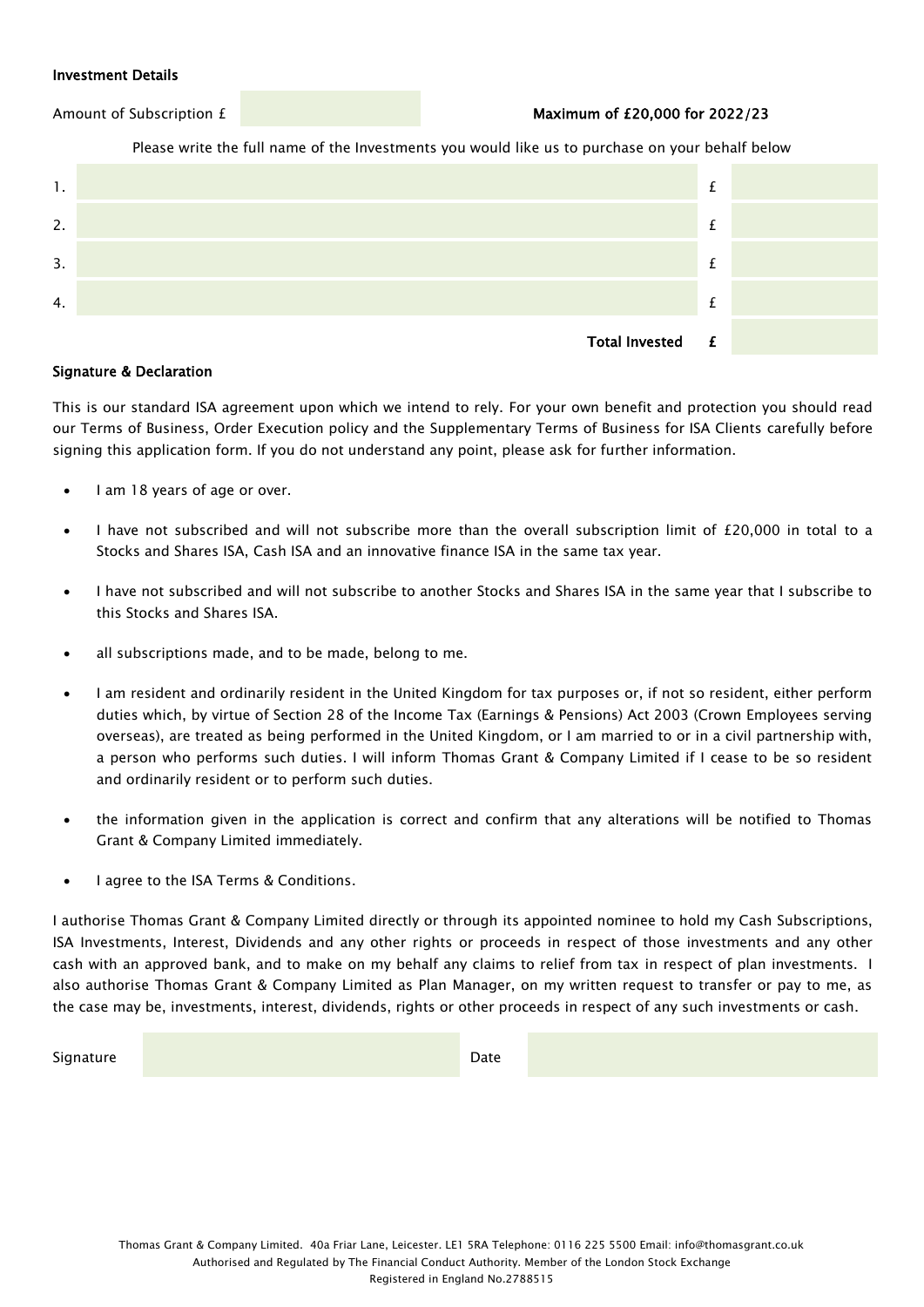**Investment Details**

Amount of Subscription £ **Maximum of £20,000 for 2022/23**

Please write the full name of the Investments you would like us to purchase on your behalf below

| | | | |
|---|---|---|---|
| 1. | | £ | |
| 2. | | £ | |
| 3. | | £ | |
| 4. | | £ | |
| | **Total Invested** | **£** | |

**Signature & Declaration**

This is our standard ISA agreement upon which we intend to rely. For your own benefit and protection you should read our Terms of Business, Order Execution policy and the Supplementary Terms of Business for ISA Clients carefully before signing this application form. If you do not understand any point, please ask for further information.

- I am 18 years of age or over.
- I have not subscribed and will not subscribe more than the overall subscription limit of £20,000 in total to a Stocks and Shares ISA, Cash ISA and an innovative finance ISA in the same tax year.
- I have not subscribed and will not subscribe to another Stocks and Shares ISA in the same year that I subscribe to this Stocks and Shares ISA.
- all subscriptions made, and to be made, belong to me.
- I am resident and ordinarily resident in the United Kingdom for tax purposes or, if not so resident, either perform duties which, by virtue of Section 28 of the Income Tax (Earnings & Pensions) Act 2003 (Crown Employees serving overseas), are treated as being performed in the United Kingdom, or I am married to or in a civil partnership with, a person who performs such duties. I will inform Thomas Grant & Company Limited if I cease to be so resident and ordinarily resident or to perform such duties.
- the information given in the application is correct and confirm that any alterations will be notified to Thomas Grant & Company Limited immediately.
- I agree to the ISA Terms & Conditions.

I authorise Thomas Grant & Company Limited directly or through its appointed nominee to hold my Cash Subscriptions, ISA Investments, Interest, Dividends and any other rights or proceeds in respect of those investments and any other cash with an approved bank, and to make on my behalf any claims to relief from tax in respect of plan investments. I also authorise Thomas Grant & Company Limited as Plan Manager, on my written request to transfer or pay to me, as the case may be, investments, interest, dividends, rights or other proceeds in respect of any such investments or cash.

Signature Date

Thomas Grant & Company Limited. 40a Friar Lane, Leicester. LE1 5RA Telephone: 0116 225 5500 Email: info@thomasgrant.co.uk
Authorised and Regulated by The Financial Conduct Authority. Member of the London Stock Exchange
Registered in England No.2788515